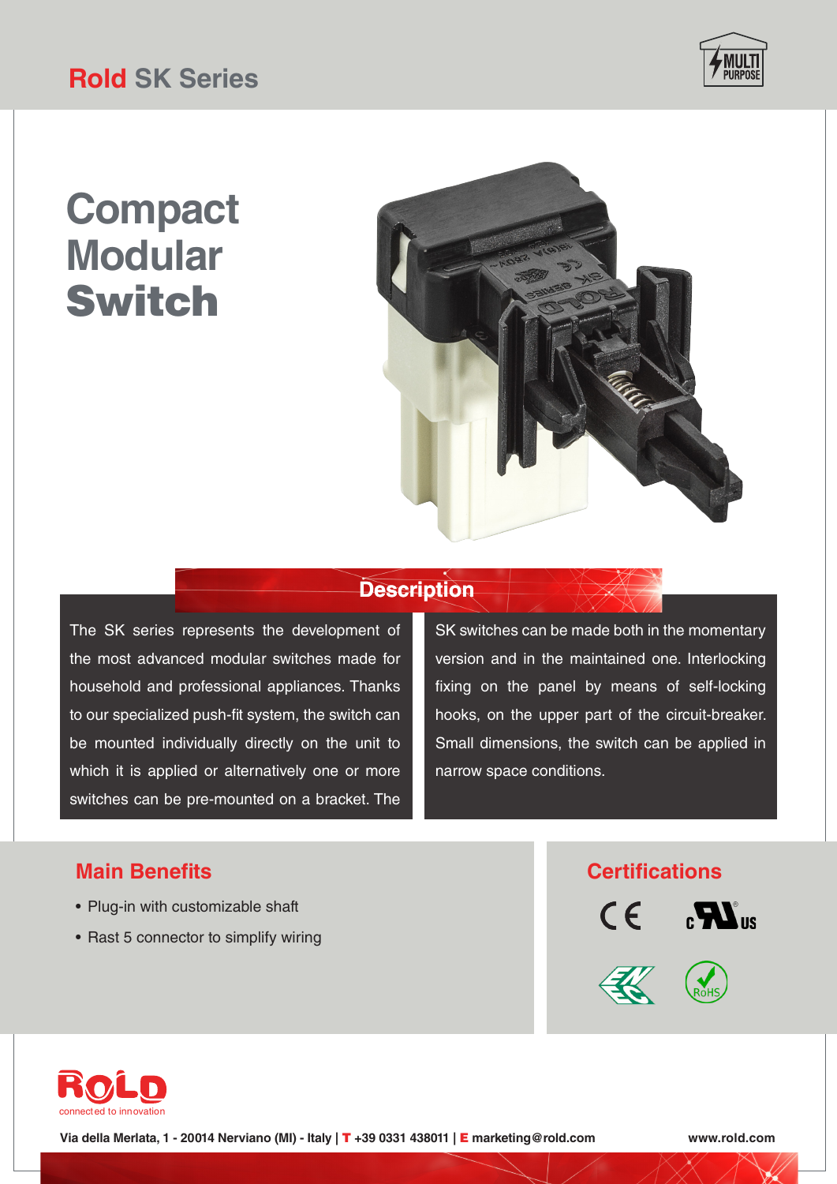Rold SK Series

MULTI PURPOSE

# Compact Modular Switch

## Description

The SK series represents the development of the most advanced modular switches made for household and professional appliances. Thanks to our specialized push-fit system, the switch can be mounted individually directly on the unit to which it is applied or alternatively one or more switches can be pre-mounted on a bracket. The SK switches can be made both in the momentary version and in the maintained one. Interlocking fixing on the panel by means of self-locking hooks, on the upper part of the circuit-breaker. Small dimensions, the switch can be applied in narrow space conditions.

## Main Benefits

- Plug-in with customizable shaft
- Rast 5 connector to simplify wiring

## Certifications

CE, cURus, ENEC, RoHS

ROLD connected to innovation

Via della Merlata, 1 - 20014 Nerviano (MI) - Italy | T +39 0331 438011 | E marketing@rold.com

www.rold.com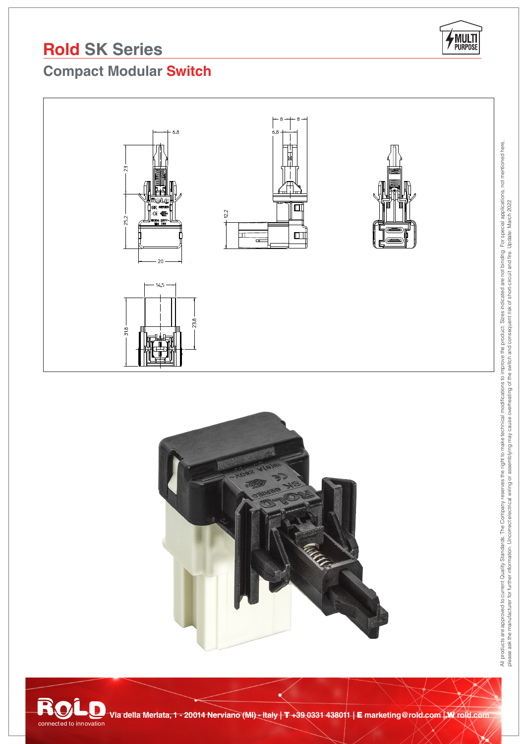# Rold SK Series

## Compact Modular Switch

6,8

8 8

6,8

23

25,2

12,2

20

14,5

31,8

23,8

All products are approved to current Quality Standards. The Company reserves the right to make technical modifications to improve the product. Sizes indicated are not binding. For special applications, not mentioned here, please ask the manufacturer for further information. Uncorrect electrical wiring or assemblying may cause overheating of the switch and consequent risk of short-circuit and fire. Update: March 2022

Via della Merlata, 1 - 20014 Nerviano (MI) - Italy | T +39 0331 438011 | E marketing@rold.com | W rold.com